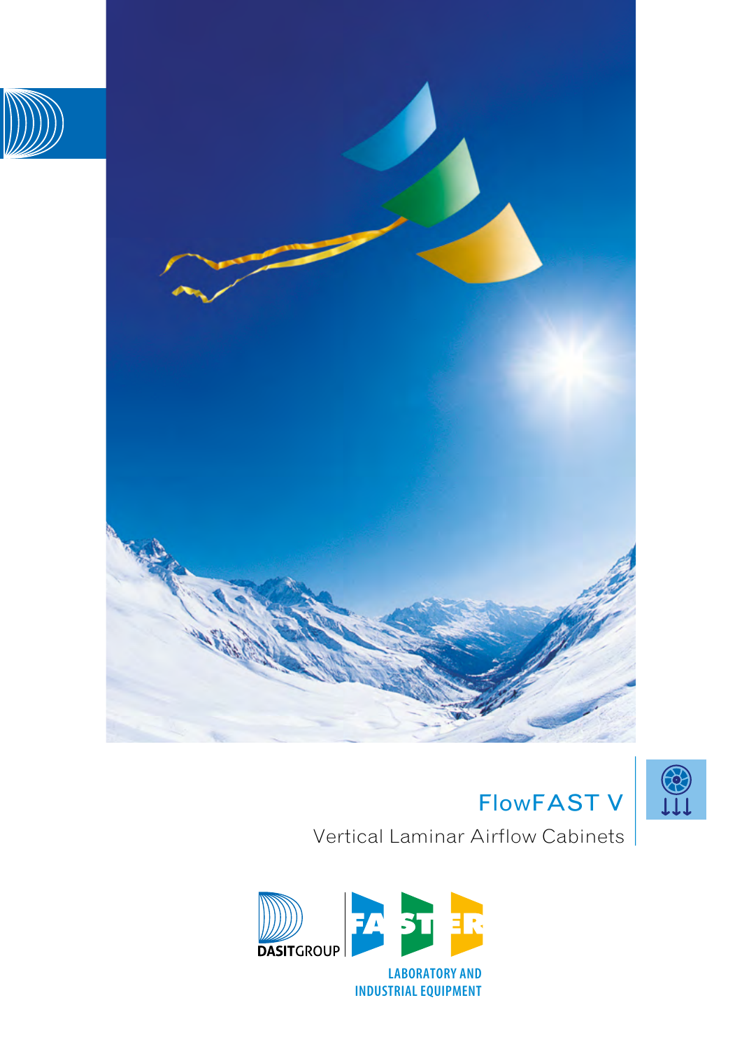# FlowFAST V

Vertical Laminar Airflow Cabinets

DASITGROUP

FASTER

LABORATORY AND
INDUSTRIAL EQUIPMENT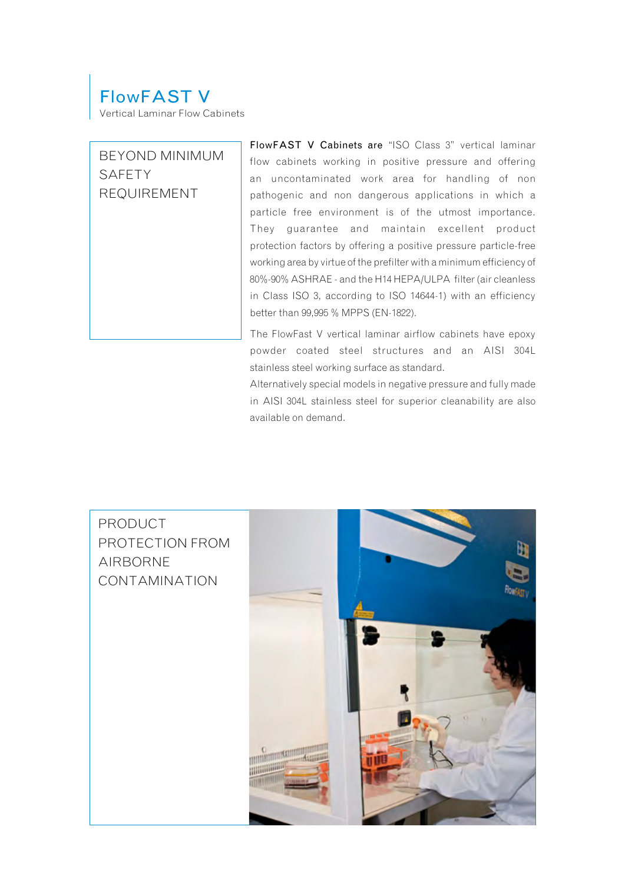# FlowFAST V

Vertical Laminar Flow Cabinets

## BEYOND MINIMUM SAFETY REQUIREMENT

**FlowFAST V Cabinets are** "ISO Class 3" vertical laminar flow cabinets working in positive pressure and offering an uncontaminated work area for handling of non pathogenic and non dangerous applications in which a particle free environment is of the utmost importance. They guarantee and maintain excellent product protection factors by offering a positive pressure particle-free working area by virtue of the prefilter with a minimum efficiency of 80%-90% ASHRAE - and the H14 HEPA/ULPA filter (air cleanless in Class ISO 3, according to ISO 14644-1) with an efficiency better than 99,995 % MPPS (EN-1822).

The FlowFast V vertical laminar airflow cabinets have epoxy powder coated steel structures and an AISI 304L stainless steel working surface as standard.

Alternatively special models in negative pressure and fully made in AISI 304L stainless steel for superior cleanability are also available on demand.

## PRODUCT PROTECTION FROM AIRBORNE CONTAMINATION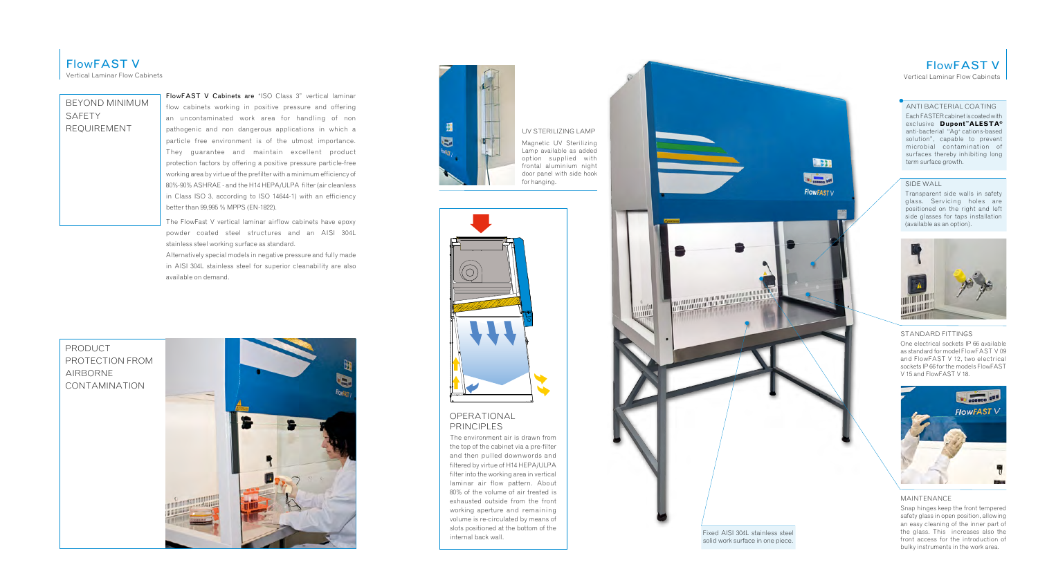# FlowFAST V

Vertical Laminar Flow Cabinets

## BEYOND MINIMUM SAFETY REQUIREMENT

**FlowFAST V Cabinets are** "ISO Class 3" vertical laminar flow cabinets working in positive pressure and offering an uncontaminated work area for handling of non pathogenic and non dangerous applications in which a particle free environment is of the utmost importance. They guarantee and maintain excellent product protection factors by offering a positive pressure particle-free working area by virtue of the prefilter with a minimum efficiency of 80%-90% ASHRAE - and the H14 HEPA/ULPA filter (air cleanless in Class ISO 3, according to ISO 14644-1) with an efficiency better than 99,995 % MPPS (EN-1822).

The FlowFast V vertical laminar airflow cabinets have epoxy powder coated steel structures and an AISI 304L stainless steel working surface as standard.

Alternatively special models in negative pressure and fully made in AISI 304L stainless steel for superior cleanability are also available on demand.

## PRODUCT PROTECTION FROM AIRBORNE CONTAMINATION

## UV STERILIZING LAMP

Magnetic UV Sterilizing Lamp available as added option supplied with frontal aluminium night door panel with side hook for hanging.

## OPERATIONAL PRINCIPLES

The environment air is drawn from the top of the cabinet via a pre-filter and then pulled downwords and filtered by virtue of H14 HEPA/ULPA filter into the working area in vertical laminar air flow pattern. About 80% of the volume of air treated is exhausted outside from the front working aperture and remaining volume is re-circulated by means of slots positioned at the bottom of the internal back wall.

Fixed AISI 304L stainless steel solid work surface in one piece.

## ANTI BACTERIAL COATING

Each FASTER cabinet is coated with exclusive **Dupont™ALESTA®** anti-bacterial "Ag+ cations-based solution", capable to prevent microbial contamination of surfaces thereby inhibiting long term surface growth.

## SIDE WALL

Transparent side walls in safety glass. Servicing holes are positioned on the right and left side glasses for taps installation (available as an option).

## STANDARD FITTINGS

One electrical sockets IP 66 available as standard for model FlowFAST V 09 and FlowFAST V 12, two electrical sockets IP 66 for the models FlowFAST V 15 and FlowFAST V 18.

## MAINTENANCE

Snap hinges keep the front tempered safety glass in open position, allowing an easy cleaning of the inner part of the glass. This increases also the front access for the introduction of bulky instruments in the work area.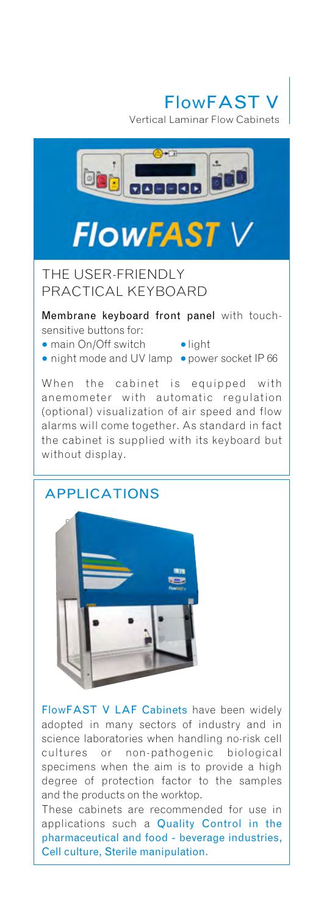# FlowFAST V

Vertical Laminar Flow Cabinets

## THE USER-FRIENDLY PRACTICAL KEYBOARD

**Membrane keyboard front panel** with touch-sensitive buttons for:

- main On/Off switch
- light
- night mode and UV lamp
- power socket IP 66

When the cabinet is equipped with anemometer with automatic regulation (optional) visualization of air speed and flow alarms will come together. As standard in fact the cabinet is supplied with its keyboard but without display.

## APPLICATIONS

FlowFAST V LAF Cabinets have been widely adopted in many sectors of industry and in science laboratories when handling no-risk cell cultures or non-pathogenic biological specimens when the aim is to provide a high degree of protection factor to the samples and the products on the worktop.

These cabinets are recommended for use in applications such a Quality Control in the pharmaceutical and food - beverage industries, Cell culture, Sterile manipulation.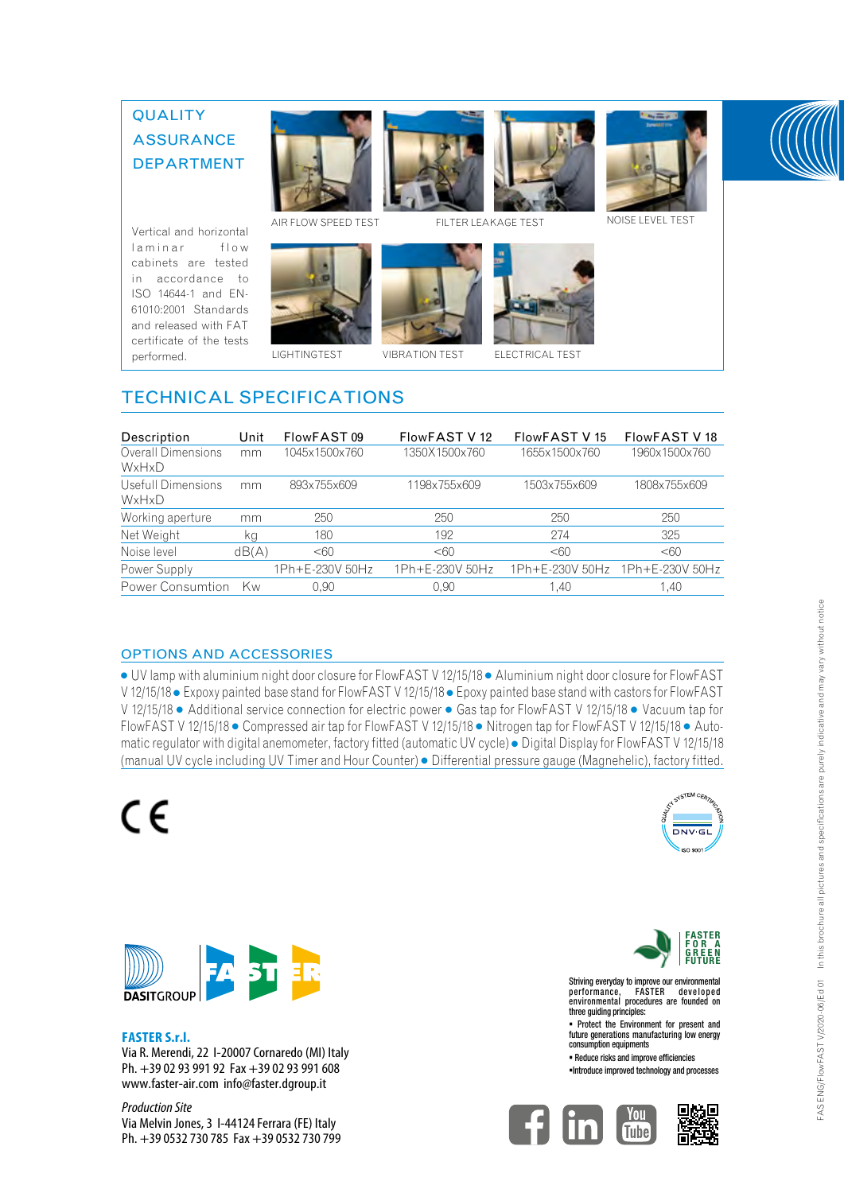## QUALITY ASSURANCE DEPARTMENT

Vertical and horizontal laminar flow cabinets are tested in accordance to ISO 14644-1 and EN-61010:2001 Standards and released with FAT certificate of the tests performed.

AIR FLOW SPEED TEST

FILTER LEAKAGE TEST

NOISE LEVEL TEST

LIGHTINGTEST

VIBRATION TEST

ELECTRICAL TEST

## TECHNICAL SPECIFICATIONS

| Description | Unit | FlowFAST 09 | FlowFAST V 12 | FlowFAST V 15 | FlowFAST V 18 |
|---|---|---|---|---|---|
| Overall Dimensions WxHxD | mm | 1045x1500x760 | 1350X1500x760 | 1655x1500x760 | 1960x1500x760 |
| Usefull Dimensions WxHxD | mm | 893x755x609 | 1198x755x609 | 1503x755x609 | 1808x755x609 |
| Working aperture | mm | 250 | 250 | 250 | 250 |
| Net Weight | kg | 180 | 192 | 274 | 325 |
| Noise level | dB(A) | <60 | <60 | <60 | <60 |
| Power Supply | | 1Ph+E-230V 50Hz | 1Ph+E-230V 50Hz | 1Ph+E-230V 50Hz | 1Ph+E-230V 50Hz |
| Power Consumtion | Kw | 0,90 | 0,90 | 1,40 | 1,40 |

## OPTIONS AND ACCESSORIES

● UV lamp with aluminium night door closure for FlowFAST V 12/15/18 ● Aluminium night door closure for FlowFAST V 12/15/18 ● Expoxy painted base stand for FlowFAST V 12/15/18 ● Epoxy painted base stand with castors for FlowFAST V 12/15/18 ● Additional service connection for electric power ● Gas tap for FlowFAST V 12/15/18 ● Vacuum tap for FlowFAST V 12/15/18 ● Compressed air tap for FlowFAST V 12/15/18 ● Nitrogen tap for FlowFAST V 12/15/18 ● Automatic regulator with digital anemometer, factory fitted (automatic UV cycle) ● Digital Display for FlowFAST V 12/15/18 (manual UV cycle including UV Timer and Hour Counter) ● Differential pressure gauge (Magnehelic), factory fitted.

CE

QUALITY SYSTEM CERTIFICATION DNV·GL ISO 9001

DASITGROUP FASTER

**FASTER S.r.l.**
Via R. Merendi, 22 I-20007 Cornaredo (MI) Italy
Ph. +39 02 93 991 92 Fax +39 02 93 991 608
www.faster-air.com info@faster.dgroup.it

*Production Site*
Via Melvin Jones, 3 I-44124 Ferrara (FE) Italy
Ph. +39 0532 730 785 Fax +39 0532 730 799

FASTER FOR A GREEN FUTURE

Striving everyday to improve our environmental performance, FASTER developed environmental procedures are founded on three guiding principles:

- Protect the Environment for present and future generations manufacturing low energy consumption equipments
- Reduce risks and improve efficiencies
- Introduce improved technology and processes

FAS ENG/FlowFAST V/2020-06/Ed 01 In this brochure all pictures and specifications are purely indicative and may vary without notice